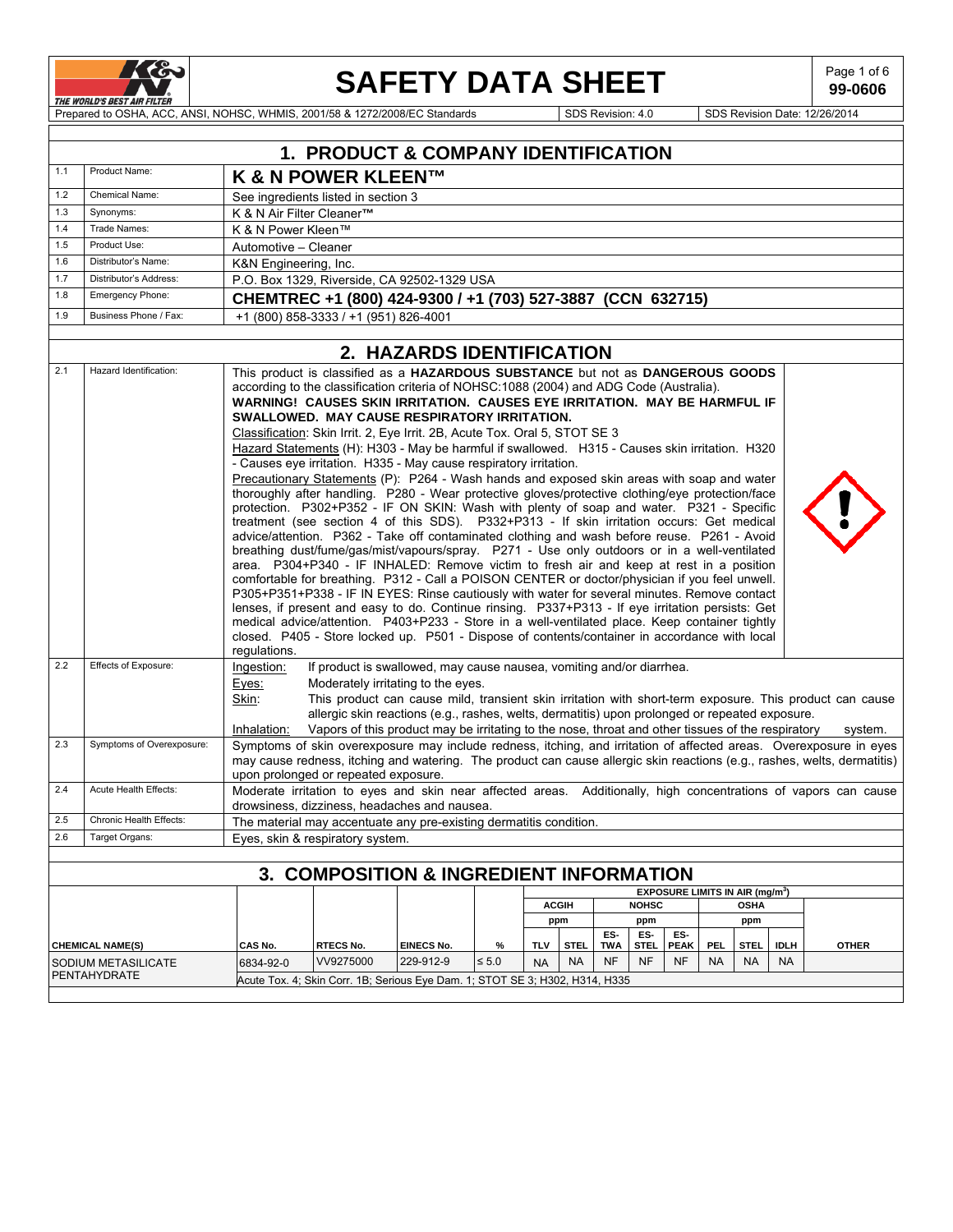# SAFETY DATA SHEET

99-0606

Prepared to OSHA, ACC, ANSI, NOHSC, WHMIS, 2001/58 & 1272/2008/EC Standards | SDS Revision: 4.0 | SDS Revision Date: 12/26/2014

## 1. PRODUCT & COMPANY IDENTIFICATION

| | | |
|---|---|---|
| 1.1 | Product Name: | **K & N POWER KLEEN™** |
| 1.2 | Chemical Name: | See ingredients listed in section 3 |
| 1.3 | Synonyms: | K & N Air Filter Cleaner™ |
| 1.4 | Trade Names: | K & N Power Kleen™ |
| 1.5 | Product Use: | Automotive – Cleaner |
| 1.6 | Distributor's Name: | K&N Engineering, Inc. |
| 1.7 | Distributor's Address: | P.O. Box 1329, Riverside, CA 92502-1329 USA |
| 1.8 | Emergency Phone: | **CHEMTREC +1 (800) 424-9300 / +1 (703) 527-3887 (CCN 632715)** |
| 1.9 | Business Phone / Fax: | +1 (800) 858-3333 / +1 (951) 826-4001 |

## 2. HAZARDS IDENTIFICATION

| | | |
|---|---|---|
| 2.1 | Hazard Identification: | This product is classified as a **HAZARDOUS SUBSTANCE** but not as **DANGEROUS GOODS** according to the classification criteria of NOHSC:1088 (2004) and ADG Code (Australia). **WARNING! CAUSES SKIN IRRITATION. CAUSES EYE IRRITATION. MAY BE HARMFUL IF SWALLOWED. MAY CAUSE RESPIRATORY IRRITATION.** Classification: Skin Irrit. 2, Eye Irrit. 2B, Acute Tox. Oral 5, STOT SE 3 Hazard Statements (H): H303 - May be harmful if swallowed. H315 - Causes skin irritation. H320 - Causes eye irritation. H335 - May cause respiratory irritation. Precautionary Statements (P): P264 - Wash hands and exposed skin areas with soap and water thoroughly after handling. P280 - Wear protective gloves/protective clothing/eye protection/face protection. P302+P352 - IF ON SKIN: Wash with plenty of soap and water. P321 - Specific treatment (see section 4 of this SDS). P332+P313 - If skin irritation occurs: Get medical advice/attention. P362 - Take off contaminated clothing and wash before reuse. P261 - Avoid breathing dust/fume/gas/mist/vapours/spray. P271 - Use only outdoors or in a well-ventilated area. P304+P340 - IF INHALED: Remove victim to fresh air and keep at rest in a position comfortable for breathing. P312 - Call a POISON CENTER or doctor/physician if you feel unwell. P305+P351+P338 - IF IN EYES: Rinse cautiously with water for several minutes. Remove contact lenses, if present and easy to do. Continue rinsing. P337+P313 - If eye irritation persists: Get medical advice/attention. P403+P233 - Store in a well-ventilated place. Keep container tightly closed. P405 - Store locked up. P501 - Dispose of contents/container in accordance with local regulations. |
| 2.2 | Effects of Exposure: | Ingestion: If product is swallowed, may cause nausea, vomiting and/or diarrhea. Eyes: Moderately irritating to the eyes. Skin: This product can cause mild, transient skin irritation with short-term exposure. This product can cause allergic skin reactions (e.g., rashes, welts, dermatitis) upon prolonged or repeated exposure. Inhalation: Vapors of this product may be irritating to the nose, throat and other tissues of the respiratory system. |
| 2.3 | Symptoms of Overexposure: | Symptoms of skin overexposure may include redness, itching, and irritation of affected areas. Overexposure in eyes may cause redness, itching and watering. The product can cause allergic skin reactions (e.g., rashes, welts, dermatitis) upon prolonged or repeated exposure. |
| 2.4 | Acute Health Effects: | Moderate irritation to eyes and skin near affected areas. Additionally, high concentrations of vapors can cause drowsiness, dizziness, headaches and nausea. |
| 2.5 | Chronic Health Effects: | The material may accentuate any pre-existing dermatitis condition. |
| 2.6 | Target Organs: | Eyes, skin & respiratory system. |

## 3. COMPOSITION & INGREDIENT INFORMATION

| | | | | | EXPOSURE LIMITS IN AIR ($mg/m^3$) | | | | | | | | |
|---|---|---|---|---|---|---|---|---|---|---|---|---|---|
| | | | | | ACGIH | | NOHSC | | | OSHA | | | |
| | | | | | ppm | | ppm | | | ppm | | | |
| **CHEMICAL NAME(S)** | **CAS No.** | **RTECS No.** | **EINECS No.** | **%** | **TLV** | **STEL** | **ES-TWA** | **ES-STEL** | **ES-PEAK** | **PEL** | **STEL** | **IDLH** | **OTHER** |
| SODIUM METASILICATE PENTAHYDRATE | 6834-92-0 | VV9275000 | 229-912-9 | ≤ 5.0 | NA | NA | NF | NF | NF | NA | NA | NA | |
| | Acute Tox. 4; Skin Corr. 1B; Serious Eye Dam. 1; STOT SE 3; H302, H314, H335 | | | | | | | | | | | | |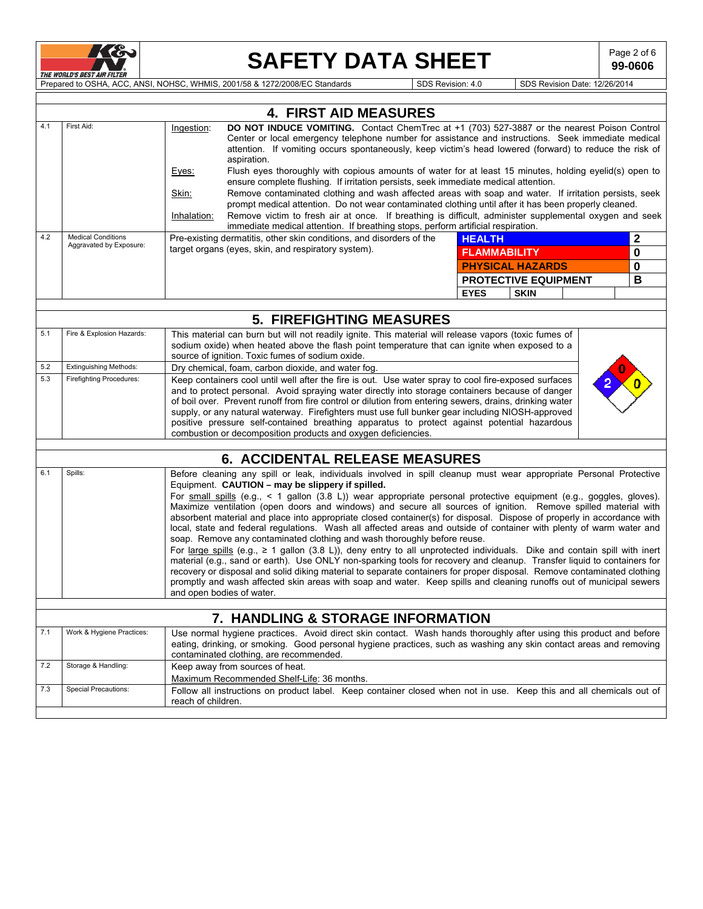## 4. FIRST AID MEASURES

| | | |
|---|---|---|
| 4.1 | First Aid: | Ingestion: **DO NOT INDUCE VOMITING.** Contact ChemTrec at +1 (703) 527-3887 or the nearest Poison Control Center or local emergency telephone number for assistance and instructions. Seek immediate medical attention. If vomiting occurs spontaneously, keep victim's head lowered (forward) to reduce the risk of aspiration.<br>Eyes: Flush eyes thoroughly with copious amounts of water for at least 15 minutes, holding eyelid(s) open to ensure complete flushing. If irritation persists, seek immediate medical attention.<br>Skin: Remove contaminated clothing and wash affected areas with soap and water. If irritation persists, seek prompt medical attention. Do not wear contaminated clothing until after it has been properly cleaned.<br>Inhalation: Remove victim to fresh air at once. If breathing is difficult, administer supplemental oxygen and seek immediate medical attention. If breathing stops, perform artificial respiration. |
| 4.2 | Medical Conditions Aggravated by Exposure: | Pre-existing dermatitis, other skin conditions, and disorders of the target organs (eyes, skin, and respiratory system). |

| | |
|---|---|
| **HEALTH** | **2** |
| **FLAMMABILITY** | **0** |
| **PHYSICAL HAZARDS** | **0** |
| **PROTECTIVE EQUIPMENT** | **B** |
| **EYES** | **SKIN** |

## 5. FIREFIGHTING MEASURES

| | | |
|---|---|---|
| 5.1 | Fire & Explosion Hazards: | This material can burn but will not readily ignite. This material will release vapors (toxic fumes of sodium oxide) when heated above the flash point temperature that can ignite when exposed to a source of ignition. Toxic fumes of sodium oxide. |
| 5.2 | Extinguishing Methods: | Dry chemical, foam, carbon dioxide, and water fog. |
| 5.3 | Firefighting Procedures: | Keep containers cool until well after the fire is out. Use water spray to cool fire-exposed surfaces and to protect personal. Avoid spraying water directly into storage containers because of danger of boil over. Prevent runoff from fire control or dilution from entering sewers, drains, drinking water supply, or any natural waterway. Firefighters must use full bunker gear including NIOSH-approved positive pressure self-contained breathing apparatus to protect against potential hazardous combustion or decomposition products and oxygen deficiencies. |

NFPA: Health 2, Flammability 0, Reactivity 0

## 6. ACCIDENTAL RELEASE MEASURES

| | | |
|---|---|---|
| 6.1 | Spills: | Before cleaning any spill or leak, individuals involved in spill cleanup must wear appropriate Personal Protective Equipment. **CAUTION – may be slippery if spilled.**<br>For small spills (e.g., < 1 gallon (3.8 L)) wear appropriate personal protective equipment (e.g., goggles, gloves). Maximize ventilation (open doors and windows) and secure all sources of ignition. Remove spilled material with absorbent material and place into appropriate closed container(s) for disposal. Dispose of properly in accordance with local, state and federal regulations. Wash all affected areas and outside of container with plenty of warm water and soap. Remove any contaminated clothing and wash thoroughly before reuse.<br>For large spills (e.g., ≥ 1 gallon (3.8 L)), deny entry to all unprotected individuals. Dike and contain spill with inert material (e.g., sand or earth). Use ONLY non-sparking tools for recovery and cleanup. Transfer liquid to containers for recovery or disposal and solid diking material to separate containers for proper disposal. Remove contaminated clothing promptly and wash affected skin areas with soap and water. Keep spills and cleaning runoffs out of municipal sewers and open bodies of water. |

## 7. HANDLING & STORAGE INFORMATION

| | | |
|---|---|---|
| 7.1 | Work & Hygiene Practices: | Use normal hygiene practices. Avoid direct skin contact. Wash hands thoroughly after using this product and before eating, drinking, or smoking. Good personal hygiene practices, such as washing any skin contact areas and removing contaminated clothing, are recommended. |
| 7.2 | Storage & Handling: | Keep away from sources of heat.<br>Maximum Recommended Shelf-Life: 36 months. |
| 7.3 | Special Precautions: | Follow all instructions on product label. Keep container closed when not in use. Keep this and all chemicals out of reach of children. |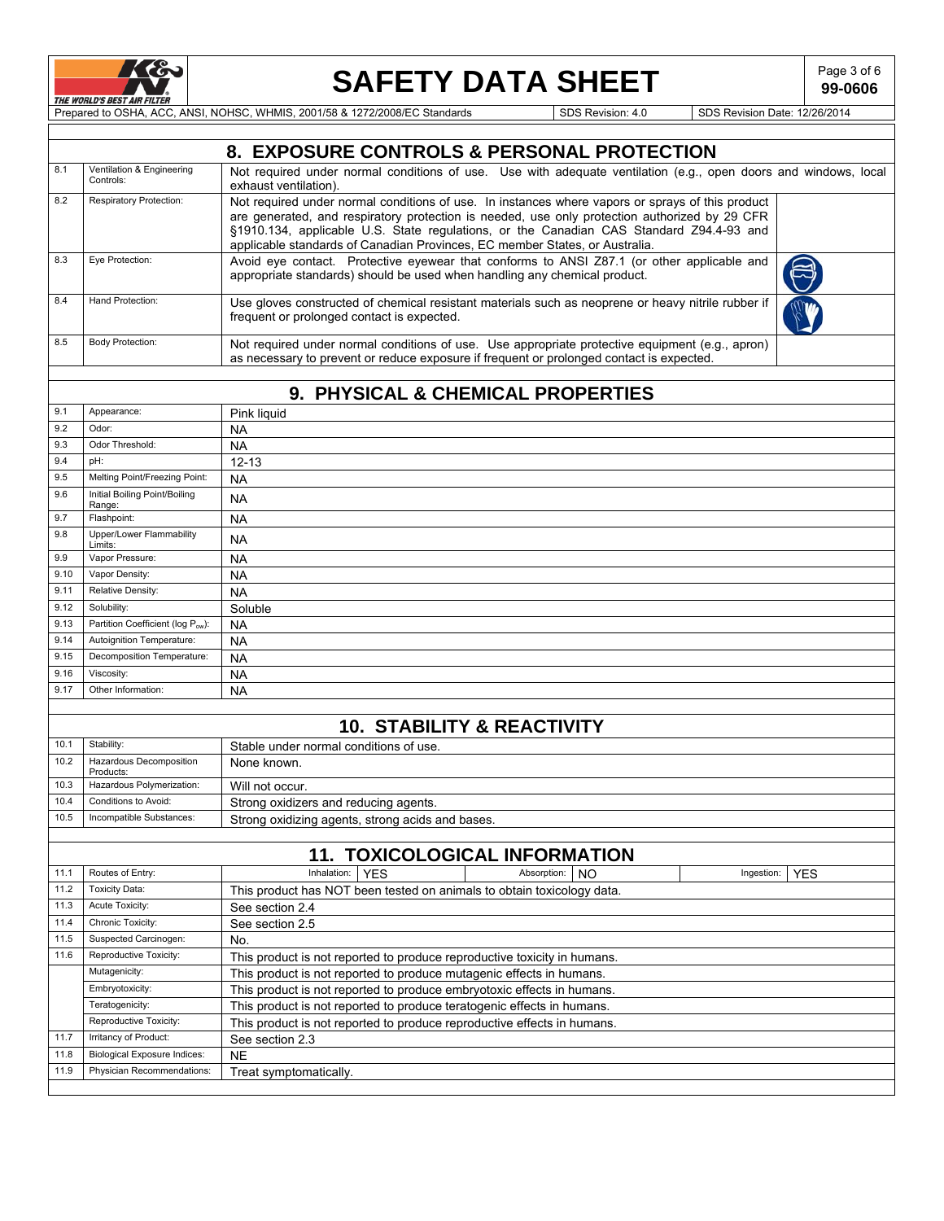## 8. EXPOSURE CONTROLS & PERSONAL PROTECTION

| | | |
|---|---|---|
| 8.1 | Ventilation & Engineering Controls: | Not required under normal conditions of use. Use with adequate ventilation (e.g., open doors and windows, local exhaust ventilation). |
| 8.2 | Respiratory Protection: | Not required under normal conditions of use. In instances where vapors or sprays of this product are generated, and respiratory protection is needed, use only protection authorized by 29 CFR §1910.134, applicable U.S. State regulations, or the Canadian CAS Standard Z94.4-93 and applicable standards of Canadian Provinces, EC member States, or Australia. |
| 8.3 | Eye Protection: | Avoid eye contact. Protective eyewear that conforms to ANSI Z87.1 (or other applicable and appropriate standards) should be used when handling any chemical product. |
| 8.4 | Hand Protection: | Use gloves constructed of chemical resistant materials such as neoprene or heavy nitrile rubber if frequent or prolonged contact is expected. |
| 8.5 | Body Protection: | Not required under normal conditions of use. Use appropriate protective equipment (e.g., apron) as necessary to prevent or reduce exposure if frequent or prolonged contact is expected. |

## 9. PHYSICAL & CHEMICAL PROPERTIES

| | | |
|---|---|---|
| 9.1 | Appearance: | Pink liquid |
| 9.2 | Odor: | NA |
| 9.3 | Odor Threshold: | NA |
| 9.4 | pH: | 12-13 |
| 9.5 | Melting Point/Freezing Point: | NA |
| 9.6 | Initial Boiling Point/Boiling Range: | NA |
| 9.7 | Flashpoint: | NA |
| 9.8 | Upper/Lower Flammability Limits: | NA |
| 9.9 | Vapor Pressure: | NA |
| 9.10 | Vapor Density: | NA |
| 9.11 | Relative Density: | NA |
| 9.12 | Solubility: | Soluble |
| 9.13 | Partition Coefficient (log $P_{ow}$): | NA |
| 9.14 | Autoignition Temperature: | NA |
| 9.15 | Decomposition Temperature: | NA |
| 9.16 | Viscosity: | NA |
| 9.17 | Other Information: | NA |

## 10. STABILITY & REACTIVITY

| | | |
|---|---|---|
| 10.1 | Stability: | Stable under normal conditions of use. |
| 10.2 | Hazardous Decomposition Products: | None known. |
| 10.3 | Hazardous Polymerization: | Will not occur. |
| 10.4 | Conditions to Avoid: | Strong oxidizers and reducing agents. |
| 10.5 | Incompatible Substances: | Strong oxidizing agents, strong acids and bases. |

## 11. TOXICOLOGICAL INFORMATION

| | | |
|---|---|---|
| 11.1 | Routes of Entry: | Inhalation: YES; Absorption: NO; Ingestion: YES |
| 11.2 | Toxicity Data: | This product has NOT been tested on animals to obtain toxicology data. |
| 11.3 | Acute Toxicity: | See section 2.4 |
| 11.4 | Chronic Toxicity: | See section 2.5 |
| 11.5 | Suspected Carcinogen: | No. |
| 11.6 | Reproductive Toxicity: | This product is not reported to produce reproductive toxicity in humans. |
| | Mutagenicity: | This product is not reported to produce mutagenic effects in humans. |
| | Embryotoxicity: | This product is not reported to produce embryotoxic effects in humans. |
| | Teratogenicity: | This product is not reported to produce teratogenic effects in humans. |
| | Reproductive Toxicity: | This product is not reported to produce reproductive effects in humans. |
| 11.7 | Irritancy of Product: | See section 2.3 |
| 11.8 | Biological Exposure Indices: | NE |
| 11.9 | Physician Recommendations: | Treat symptomatically. |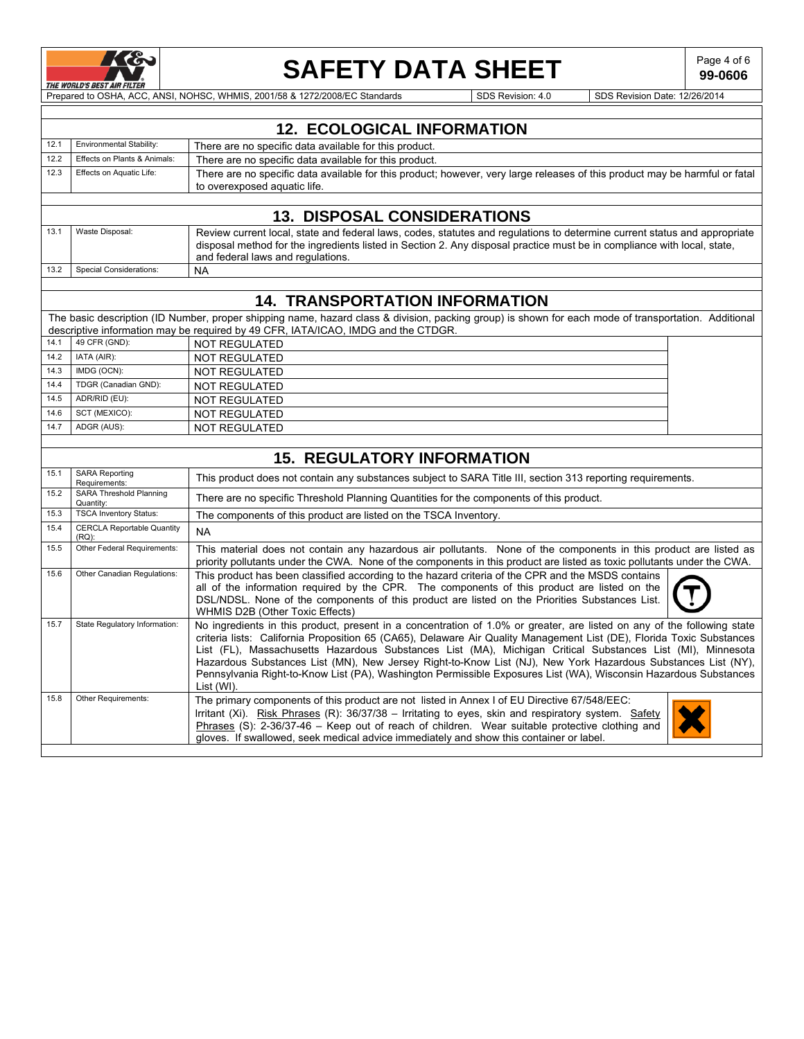## 12. ECOLOGICAL INFORMATION

| | | |
|---|---|---|
| 12.1 | Environmental Stability: | There are no specific data available for this product. |
| 12.2 | Effects on Plants & Animals: | There are no specific data available for this product. |
| 12.3 | Effects on Aquatic Life: | There are no specific data available for this product; however, very large releases of this product may be harmful or fatal to overexposed aquatic life. |

## 13. DISPOSAL CONSIDERATIONS

| | | |
|---|---|---|
| 13.1 | Waste Disposal: | Review current local, state and federal laws, codes, statutes and regulations to determine current status and appropriate disposal method for the ingredients listed in Section 2. Any disposal practice must be in compliance with local, state, and federal laws and regulations. |
| 13.2 | Special Considerations: | NA |

## 14. TRANSPORTATION INFORMATION

The basic description (ID Number, proper shipping name, hazard class & division, packing group) is shown for each mode of transportation. Additional descriptive information may be required by 49 CFR, IATA/ICAO, IMDG and the CTDGR.

| | | |
|---|---|---|
| 14.1 | 49 CFR (GND): | NOT REGULATED |
| 14.2 | IATA (AIR): | NOT REGULATED |
| 14.3 | IMDG (OCN): | NOT REGULATED |
| 14.4 | TDGR (Canadian GND): | NOT REGULATED |
| 14.5 | ADR/RID (EU): | NOT REGULATED |
| 14.6 | SCT (MEXICO): | NOT REGULATED |
| 14.7 | ADGR (AUS): | NOT REGULATED |

## 15. REGULATORY INFORMATION

| | | |
|---|---|---|
| 15.1 | SARA Reporting Requirements: | This product does not contain any substances subject to SARA Title III, section 313 reporting requirements. |
| 15.2 | SARA Threshold Planning Quantity: | There are no specific Threshold Planning Quantities for the components of this product. |
| 15.3 | TSCA Inventory Status: | The components of this product are listed on the TSCA Inventory. |
| 15.4 | CERCLA Reportable Quantity (RQ): | NA |
| 15.5 | Other Federal Requirements: | This material does not contain any hazardous air pollutants. None of the components in this product are listed as priority pollutants under the CWA. None of the components in this product are listed as toxic pollutants under the CWA. |
| 15.6 | Other Canadian Regulations: | This product has been classified according to the hazard criteria of the CPR and the MSDS contains all of the information required by the CPR. The components of this product are listed on the DSL/NDSL. None of the components of this product are listed on the Priorities Substances List. WHMIS D2B (Other Toxic Effects) |
| 15.7 | State Regulatory Information: | No ingredients in this product, present in a concentration of 1.0% or greater, are listed on any of the following state criteria lists: California Proposition 65 (CA65), Delaware Air Quality Management List (DE), Florida Toxic Substances List (FL), Massachusetts Hazardous Substances List (MA), Michigan Critical Substances List (MI), Minnesota Hazardous Substances List (MN), New Jersey Right-to-Know List (NJ), New York Hazardous Substances List (NY), Pennsylvania Right-to-Know List (PA), Washington Permissible Exposures List (WA), Wisconsin Hazardous Substances List (WI). |
| 15.8 | Other Requirements: | The primary components of this product are not listed in Annex I of EU Directive 67/548/EEC: Irritant (Xi). Risk Phrases (R): 36/37/38 – Irritating to eyes, skin and respiratory system. Safety Phrases (S): 2-36/37-46 – Keep out of reach of children. Wear suitable protective clothing and gloves. If swallowed, seek medical advice immediately and show this container or label. |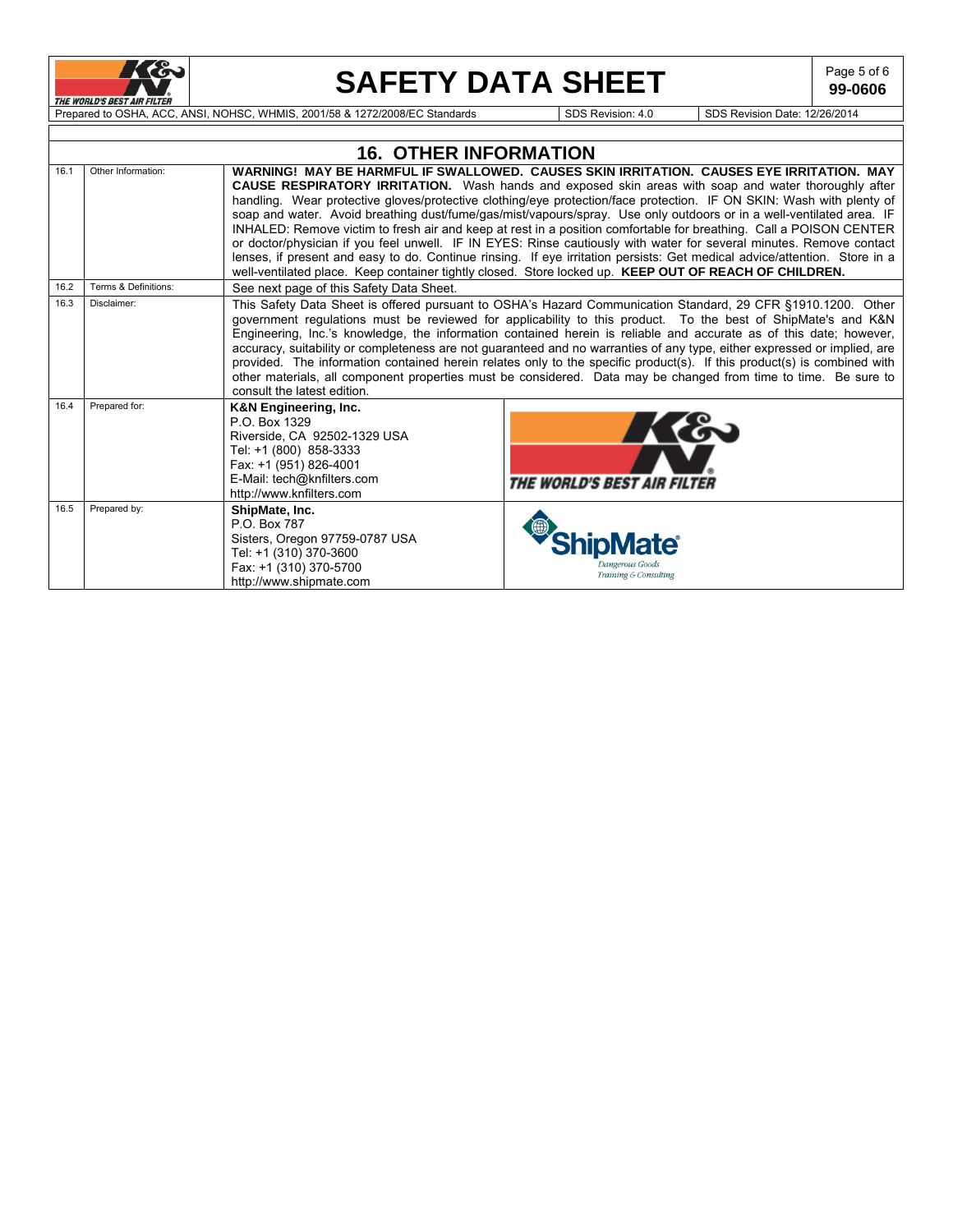## 16. OTHER INFORMATION

| | | | |
|---|---|---|---|
| 16.1 | Other Information: | **WARNING! MAY BE HARMFUL IF SWALLOWED. CAUSES SKIN IRRITATION. CAUSES EYE IRRITATION. MAY CAUSE RESPIRATORY IRRITATION.** Wash hands and exposed skin areas with soap and water thoroughly after handling. Wear protective gloves/protective clothing/eye protection/face protection. IF ON SKIN: Wash with plenty of soap and water. Avoid breathing dust/fume/gas/mist/vapours/spray. Use only outdoors or in a well-ventilated area. IF INHALED: Remove victim to fresh air and keep at rest in a position comfortable for breathing. Call a POISON CENTER or doctor/physician if you feel unwell. IF IN EYES: Rinse cautiously with water for several minutes. Remove contact lenses, if present and easy to do. Continue rinsing. If eye irritation persists: Get medical advice/attention. Store in a well-ventilated place. Keep container tightly closed. Store locked up. **KEEP OUT OF REACH OF CHILDREN.** | |
| 16.2 | Terms & Definitions: | See next page of this Safety Data Sheet. | |
| 16.3 | Disclaimer: | This Safety Data Sheet is offered pursuant to OSHA's Hazard Communication Standard, 29 CFR §1910.1200. Other government regulations must be reviewed for applicability to this product. To the best of ShipMate's and K&N Engineering, Inc.'s knowledge, the information contained herein is reliable and accurate as of this date; however, accuracy, suitability or completeness are not guaranteed and no warranties of any type, either expressed or implied, are provided. The information contained herein relates only to the specific product(s). If this product(s) is combined with other materials, all component properties must be considered. Data may be changed from time to time. Be sure to consult the latest edition. | |
| 16.4 | Prepared for: | **K&N Engineering, Inc.**<br>P.O. Box 1329<br>Riverside, CA 92502-1329 USA<br>Tel: +1 (800) 858-3333<br>Fax: +1 (951) 826-4001<br>E-Mail: tech@knfilters.com<br>http://www.knfilters.com | K&N THE WORLD'S BEST AIR FILTER |
| 16.5 | Prepared by: | **ShipMate, Inc.**<br>P.O. Box 787<br>Sisters, Oregon 97759-0787 USA<br>Tel: +1 (310) 370-3600<br>Fax: +1 (310) 370-5700<br>http://www.shipmate.com | ShipMate Dangerous Goods Training & Consulting |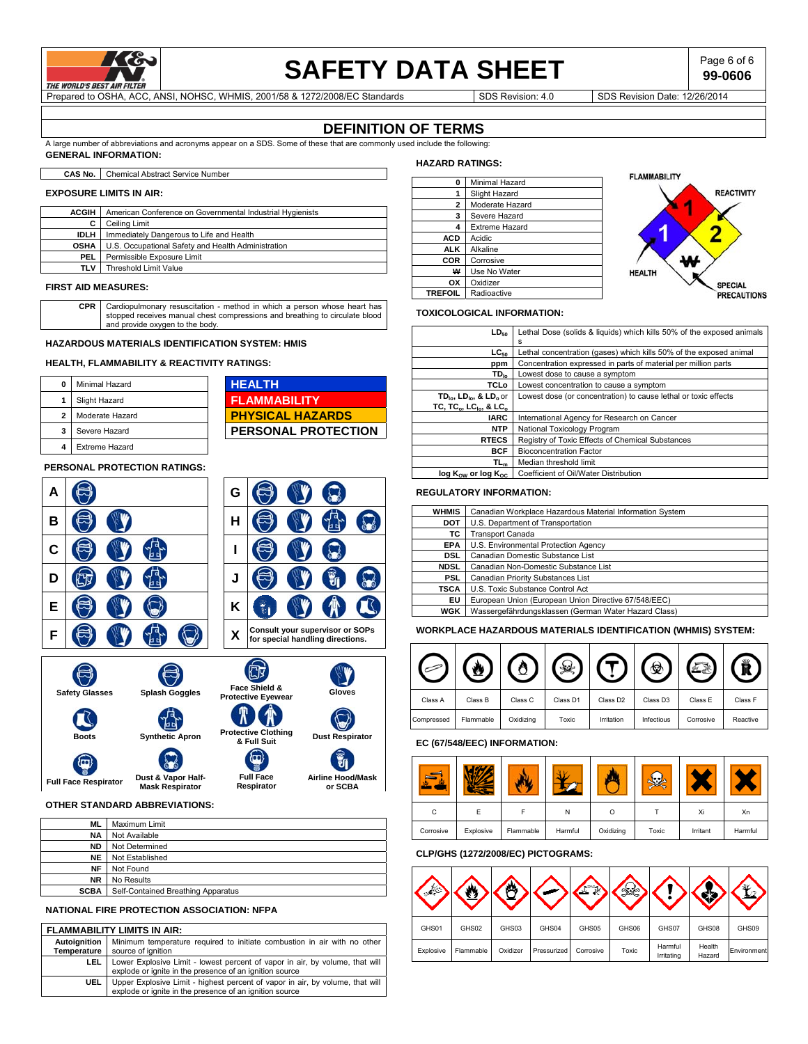# SAFETY DATA SHEET

Prepared to OSHA, ACC, ANSI, NOHSC, WHMIS, 2001/58 & 1272/2008/EC Standards | SDS Revision: 4.0 | SDS Revision Date: 12/26/2014

99-0606

## DEFINITION OF TERMS

A large number of abbreviations and acronyms appear on a SDS. Some of these that are commonly used include the following:

### GENERAL INFORMATION:

| | |
|---|---|
| **CAS No.** | Chemical Abstract Service Number |

### EXPOSURE LIMITS IN AIR:

| | |
|---|---|
| **ACGIH** | American Conference on Governmental Industrial Hygienists |
| **C** | Ceiling Limit |
| **IDLH** | Immediately Dangerous to Life and Health |
| **OSHA** | U.S. Occupational Safety and Health Administration |
| **PEL** | Permissible Exposure Limit |
| **TLV** | Threshold Limit Value |

### FIRST AID MEASURES:

| | |
|---|---|
| **CPR** | Cardiopulmonary resuscitation - method in which a person whose heart has stopped receives manual chest compressions and breathing to circulate blood and provide oxygen to the body. |

### HAZARDOUS MATERIALS IDENTIFICATION SYSTEM: HMIS

### HEALTH, FLAMMABILITY & REACTIVITY RATINGS:

| | |
|---|---|
| **0** | Minimal Hazard |
| **1** | Slight Hazard |
| **2** | Moderate Hazard |
| **3** | Severe Hazard |
| **4** | Extreme Hazard |

**HEALTH**
**FLAMMABILITY**
**PHYSICAL HAZARDS**
**PERSONAL PROTECTION**

### PERSONAL PROTECTION RATINGS:

| Rating | Equipment | Rating | Equipment |
|---|---|---|---|
| **A** | Safety Glasses | **G** | Safety Glasses, Gloves, Dust Respirator |
| **B** | Safety Glasses, Gloves | **H** | Splash Goggles, Gloves, Synthetic Apron, Dust & Vapor Half-Mask Respirator |
| **C** | Safety Glasses, Gloves, Synthetic Apron | **I** | Safety Glasses, Gloves, Dust Respirator |
| **D** | Face Shield & Protective Eyewear, Gloves, Synthetic Apron | **J** | Splash Goggles, Gloves, Airline Hood/Mask or SCBA, Dust & Vapor Half-Mask Respirator |
| **E** | Safety Glasses, Gloves, Dust Respirator | **K** | Airline Hood/Mask or SCBA, Gloves, Protective Clothing & Full Suit, Boots |
| **F** | Safety Glasses, Gloves, Synthetic Apron, Dust & Vapor Half-Mask Respirator | **X** | Consult your supervisor or SOPs for special handling directions. |

Safety Glasses | Splash Goggles | Face Shield & Protective Eyewear | Gloves | Boots | Synthetic Apron | Protective Clothing & Full Suit | Dust Respirator | Full Face Respirator | Dust & Vapor Half-Mask Respirator | Full Face Respirator | Airline Hood/Mask or SCBA

### OTHER STANDARD ABBREVIATIONS:

| | |
|---|---|
| **ML** | Maximum Limit |
| **NA** | Not Available |
| **ND** | Not Determined |
| **NE** | Not Established |
| **NF** | Not Found |
| **NR** | No Results |
| **SCBA** | Self-Contained Breathing Apparatus |

### NATIONAL FIRE PROTECTION ASSOCIATION: NFPA

| FLAMMABILITY LIMITS IN AIR: | |
|---|---|
| **Autoignition Temperature** | Minimum temperature required to initiate combustion in air with no other source of ignition |
| **LEL** | Lower Explosive Limit - lowest percent of vapor in air, by volume, that will explode or ignite in the presence of an ignition source |
| **UEL** | Upper Explosive Limit - highest percent of vapor in air, by volume, that will explode or ignite in the presence of an ignition source |

### HAZARD RATINGS:

| | |
|---|---|
| **0** | Minimal Hazard |
| **1** | Slight Hazard |
| **2** | Moderate Hazard |
| **3** | Severe Hazard |
| **4** | Extreme Hazard |
| **ACD** | Acidic |
| **ALK** | Alkaline |
| **COR** | Corrosive |
| **W** | Use No Water |
| **OX** | Oxidizer |
| **TREFOIL** | Radioactive |

FLAMMABILITY 1 | REACTIVITY 2 | HEALTH 1 | SPECIAL PRECAUTIONS W

### TOXICOLOGICAL INFORMATION:

| | |
|---|---|
| **$LD_{50}$** | Lethal Dose (solids & liquids) which kills 50% of the exposed animals |
| **$LC_{50}$** | Lethal concentration (gases) which kills 50% of the exposed animal |
| **ppm** | Concentration expressed in parts of material per million parts |
| **$TD_{lo}$** | Lowest dose to cause a symptom |
| **TCLo** | Lowest concentration to cause a symptom |
| **$TD_{lo}$, $LD_{lo}$, & $LD_o$ or TC, $TC_o$, $LC_{lo}$, & $LC_o$** | Lowest dose (or concentration) to cause lethal or toxic effects |
| **IARC** | International Agency for Research on Cancer |
| **NTP** | National Toxicology Program |
| **RTECS** | Registry of Toxic Effects of Chemical Substances |
| **BCF** | Bioconcentration Factor |
| **$TL_m$** | Median threshold limit |
| **log $K_{OW}$ or log $K_{OC}$** | Coefficient of Oil/Water Distribution |

### REGULATORY INFORMATION:

| | |
|---|---|
| **WHMIS** | Canadian Workplace Hazardous Material Information System |
| **DOT** | U.S. Department of Transportation |
| **TC** | Transport Canada |
| **EPA** | U.S. Environmental Protection Agency |
| **DSL** | Canadian Domestic Substance List |
| **NDSL** | Canadian Non-Domestic Substance List |
| **PSL** | Canadian Priority Substances List |
| **TSCA** | U.S. Toxic Substance Control Act |
| **EU** | European Union (European Union Directive 67/548/EEC) |
| **WGK** | Wassergefährdungsklassen (German Water Hazard Class) |

### WORKPLACE HAZARDOUS MATERIALS IDENTIFICATION (WHMIS) SYSTEM:

| Class A | Class B | Class C | Class D1 | Class D2 | Class D3 | Class E | Class F |
|---|---|---|---|---|---|---|---|
| Compressed | Flammable | Oxidizing | Toxic | Irritation | Infectious | Corrosive | Reactive |

### EC (67/548/EEC) INFORMATION:

| C | E | F | N | O | T | Xi | Xn |
|---|---|---|---|---|---|---|---|
| Corrosive | Explosive | Flammable | Harmful | Oxidizing | Toxic | Irritant | Harmful |

### CLP/GHS (1272/2008/EC) PICTOGRAMS:

| GHS01 | GHS02 | GHS03 | GHS04 | GHS05 | GHS06 | GHS07 | GHS08 | GHS09 |
|---|---|---|---|---|---|---|---|---|
| Explosive | Flammable | Oxidizer | Pressurized | Corrosive | Toxic | Harmful Irritating | Health Hazard | Environment |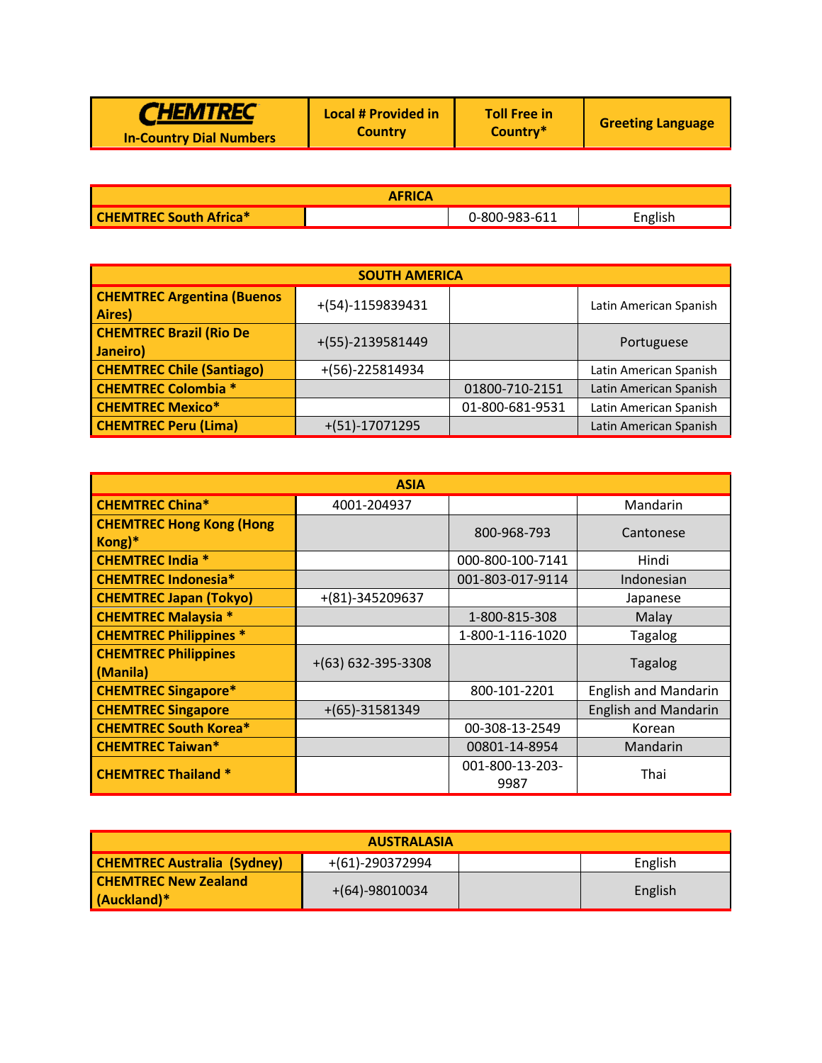| CHEMTREC In-Country Dial Numbers | Local # Provided in Country | Toll Free in Country* | Greeting Language |
|---|---|---|---|
| **AFRICA** | | | |
| **CHEMTREC South Africa*** | | 0-800-983-611 | English |
| **SOUTH AMERICA** | | | |
| **CHEMTREC Argentina (Buenos Aires)** | +(54)-1159839431 | | Latin American Spanish |
| **CHEMTREC Brazil (Rio De Janeiro)** | +(55)-2139581449 | | Portuguese |
| **CHEMTREC Chile (Santiago)** | +(56)-225814934 | | Latin American Spanish |
| **CHEMTREC Colombia *** | | 01800-710-2151 | Latin American Spanish |
| **CHEMTREC Mexico*** | | 01-800-681-9531 | Latin American Spanish |
| **CHEMTREC Peru (Lima)** | +(51)-17071295 | | Latin American Spanish |
| **ASIA** | | | |
| **CHEMTREC China*** | 4001-204937 | | Mandarin |
| **CHEMTREC Hong Kong (Hong Kong)*** | | 800-968-793 | Cantonese |
| **CHEMTREC India *** | | 000-800-100-7141 | Hindi |
| **CHEMTREC Indonesia*** | | 001-803-017-9114 | Indonesian |
| **CHEMTREC Japan (Tokyo)** | +(81)-345209637 | | Japanese |
| **CHEMTREC Malaysia *** | | 1-800-815-308 | Malay |
| **CHEMTREC Philippines *** | | 1-800-1-116-1020 | Tagalog |
| **CHEMTREC Philippines (Manila)** | +(63) 632-395-3308 | | Tagalog |
| **CHEMTREC Singapore*** | | 800-101-2201 | English and Mandarin |
| **CHEMTREC Singapore** | +(65)-31581349 | | English and Mandarin |
| **CHEMTREC South Korea*** | | 00-308-13-2549 | Korean |
| **CHEMTREC Taiwan*** | | 00801-14-8954 | Mandarin |
| **CHEMTREC Thailand *** | | 001-800-13-203-9987 | Thai |
| **AUSTRALASIA** | | | |
| **CHEMTREC Australia (Sydney)** | +(61)-290372994 | | English |
| **CHEMTREC New Zealand (Auckland)*** | +(64)-98010034 | | English |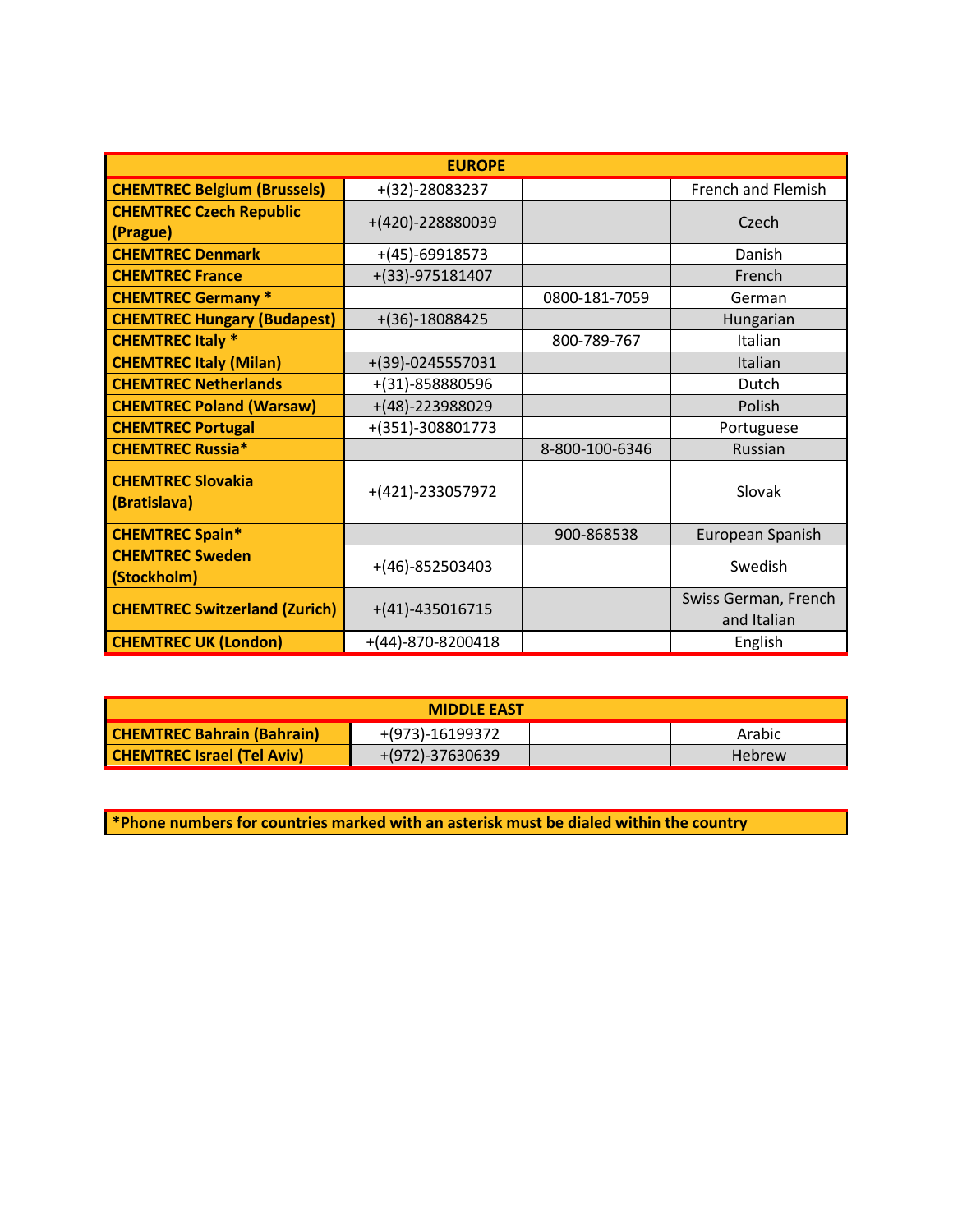| EUROPE | | | |
|---|---|---|---|
| **CHEMTREC Belgium (Brussels)** | +(32)-28083237 | | French and Flemish |
| **CHEMTREC Czech Republic (Prague)** | +(420)-228880039 | | Czech |
| **CHEMTREC Denmark** | +(45)-69918573 | | Danish |
| **CHEMTREC France** | +(33)-975181407 | | French |
| **CHEMTREC Germany *** | | 0800-181-7059 | German |
| **CHEMTREC Hungary (Budapest)** | +(36)-18088425 | | Hungarian |
| **CHEMTREC Italy *** | | 800-789-767 | Italian |
| **CHEMTREC Italy (Milan)** | +(39)-0245557031 | | Italian |
| **CHEMTREC Netherlands** | +(31)-858880596 | | Dutch |
| **CHEMTREC Poland (Warsaw)** | +(48)-223988029 | | Polish |
| **CHEMTREC Portugal** | +(351)-308801773 | | Portuguese |
| **CHEMTREC Russia*** | | 8-800-100-6346 | Russian |
| **CHEMTREC Slovakia (Bratislava)** | +(421)-233057972 | | Slovak |
| **CHEMTREC Spain*** | | 900-868538 | European Spanish |
| **CHEMTREC Sweden (Stockholm)** | +(46)-852503403 | | Swedish |
| **CHEMTREC Switzerland (Zurich)** | +(41)-435016715 | | Swiss German, French and Italian |
| **CHEMTREC UK (London)** | +(44)-870-8200418 | | English |

| MIDDLE EAST | | | |
|---|---|---|---|
| **CHEMTREC Bahrain (Bahrain)** | +(973)-16199372 | | Arabic |
| **CHEMTREC Israel (Tel Aviv)** | +(972)-37630639 | | Hebrew |

***Phone numbers for countries marked with an asterisk must be dialed within the country**